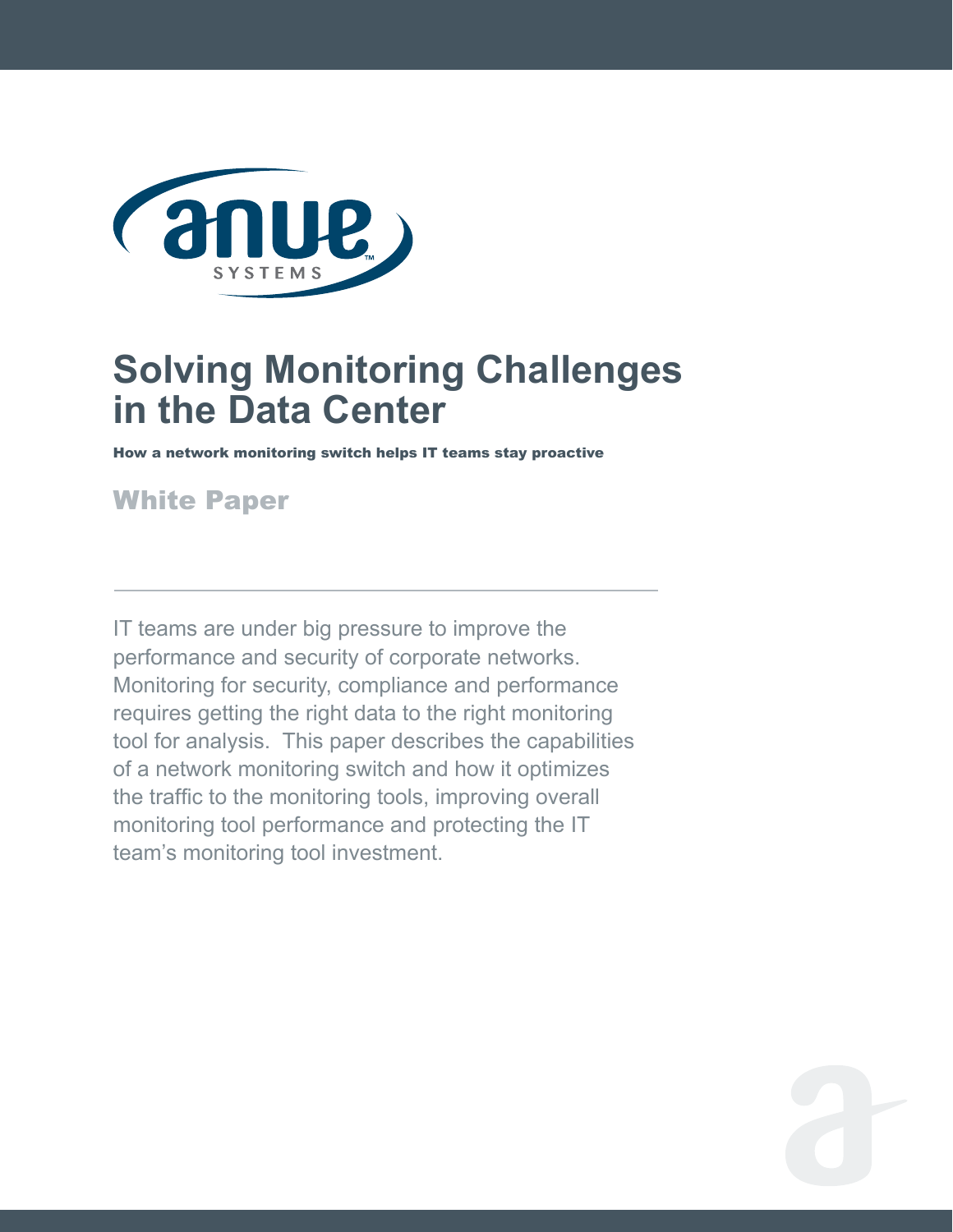# Solving Monitoring Challenges in the Data Center

**How a network monitoring switch helps IT teams stay proactive**

## White Paper

IT teams are under big pressure to improve the performance and security of corporate networks. Monitoring for security, compliance and performance requires getting the right data to the right monitoring tool for analysis. This paper describes the capabilities of a network monitoring switch and how it optimizes the traffic to the monitoring tools, improving overall monitoring tool performance and protecting the IT team's monitoring tool investment.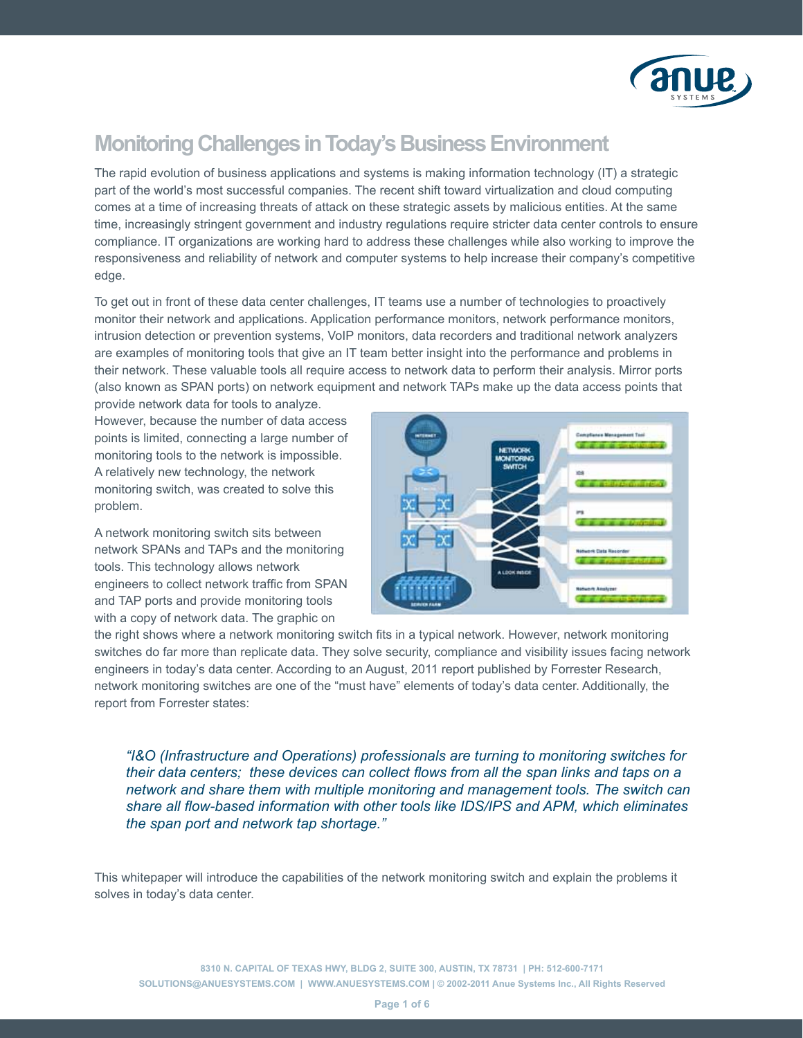# Monitoring Challenges in Today's Business Environment

The rapid evolution of business applications and systems is making information technology (IT) a strategic part of the world's most successful companies. The recent shift toward virtualization and cloud computing comes at a time of increasing threats of attack on these strategic assets by malicious entities. At the same time, increasingly stringent government and industry regulations require stricter data center controls to ensure compliance. IT organizations are working hard to address these challenges while also working to improve the responsiveness and reliability of network and computer systems to help increase their company's competitive edge.

To get out in front of these data center challenges, IT teams use a number of technologies to proactively monitor their network and applications. Application performance monitors, network performance monitors, intrusion detection or prevention systems, VoIP monitors, data recorders and traditional network analyzers are examples of monitoring tools that give an IT team better insight into the performance and problems in their network. These valuable tools all require access to network data to perform their analysis. Mirror ports (also known as SPAN ports) on network equipment and network TAPs make up the data access points that provide network data for tools to analyze. However, because the number of data access points is limited, connecting a large number of monitoring tools to the network is impossible. A relatively new technology, the network monitoring switch, was created to solve this problem.

A network monitoring switch sits between network SPANs and TAPs and the monitoring tools. This technology allows network engineers to collect network traffic from SPAN and TAP ports and provide monitoring tools with a copy of network data. The graphic on the right shows where a network monitoring switch fits in a typical network. However, network monitoring switches do far more than replicate data. They solve security, compliance and visibility issues facing network engineers in today's data center. According to an August, 2011 report published by Forrester Research, network monitoring switches are one of the "must have" elements of today's data center. Additionally, the report from Forrester states:

> *"I&O (Infrastructure and Operations) professionals are turning to monitoring switches for their data centers; these devices can collect flows from all the span links and taps on a network and share them with multiple monitoring and management tools. The switch can share all flow-based information with other tools like IDS/IPS and APM, which eliminates the span port and network tap shortage."*

This whitepaper will introduce the capabilities of the network monitoring switch and explain the problems it solves in today's data center.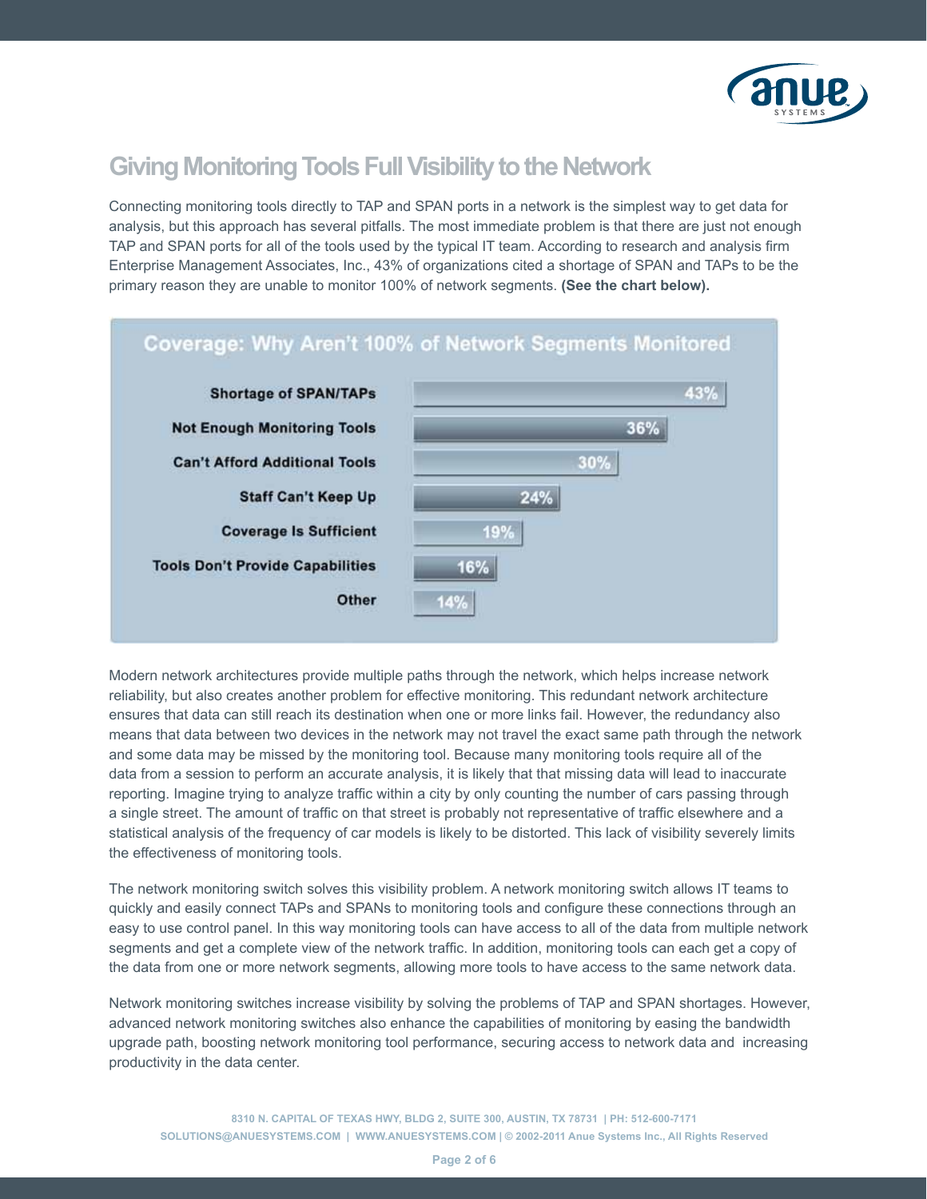## Giving Monitoring Tools Full Visibility to the Network

Connecting monitoring tools directly to TAP and SPAN ports in a network is the simplest way to get data for analysis, but this approach has several pitfalls. The most immediate problem is that there are just not enough TAP and SPAN ports for all of the tools used by the typical IT team. According to research and analysis firm Enterprise Management Associates, Inc., 43% of organizations cited a shortage of SPAN and TAPs to be the primary reason they are unable to monitor 100% of network segments. **(See the chart below).**

**Coverage: Why Aren't 100% of Network Segments Monitored**

| Reason | Percentage |
|---|---|
| Shortage of SPAN/TAPs | 43% |
| Not Enough Monitoring Tools | 36% |
| Can't Afford Additional Tools | 30% |
| Staff Can't Keep Up | 24% |
| Coverage Is Sufficient | 19% |
| Tools Don't Provide Capabilities | 16% |
| Other | 14% |

Modern network architectures provide multiple paths through the network, which helps increase network reliability, but also creates another problem for effective monitoring. This redundant network architecture ensures that data can still reach its destination when one or more links fail. However, the redundancy also means that data between two devices in the network may not travel the exact same path through the network and some data may be missed by the monitoring tool. Because many monitoring tools require all of the data from a session to perform an accurate analysis, it is likely that that missing data will lead to inaccurate reporting. Imagine trying to analyze traffic within a city by only counting the number of cars passing through a single street. The amount of traffic on that street is probably not representative of traffic elsewhere and a statistical analysis of the frequency of car models is likely to be distorted. This lack of visibility severely limits the effectiveness of monitoring tools.

The network monitoring switch solves this visibility problem. A network monitoring switch allows IT teams to quickly and easily connect TAPs and SPANs to monitoring tools and configure these connections through an easy to use control panel. In this way monitoring tools can have access to all of the data from multiple network segments and get a complete view of the network traffic. In addition, monitoring tools can each get a copy of the data from one or more network segments, allowing more tools to have access to the same network data.

Network monitoring switches increase visibility by solving the problems of TAP and SPAN shortages. However, advanced network monitoring switches also enhance the capabilities of monitoring by easing the bandwidth upgrade path, boosting network monitoring tool performance, securing access to network data and increasing productivity in the data center.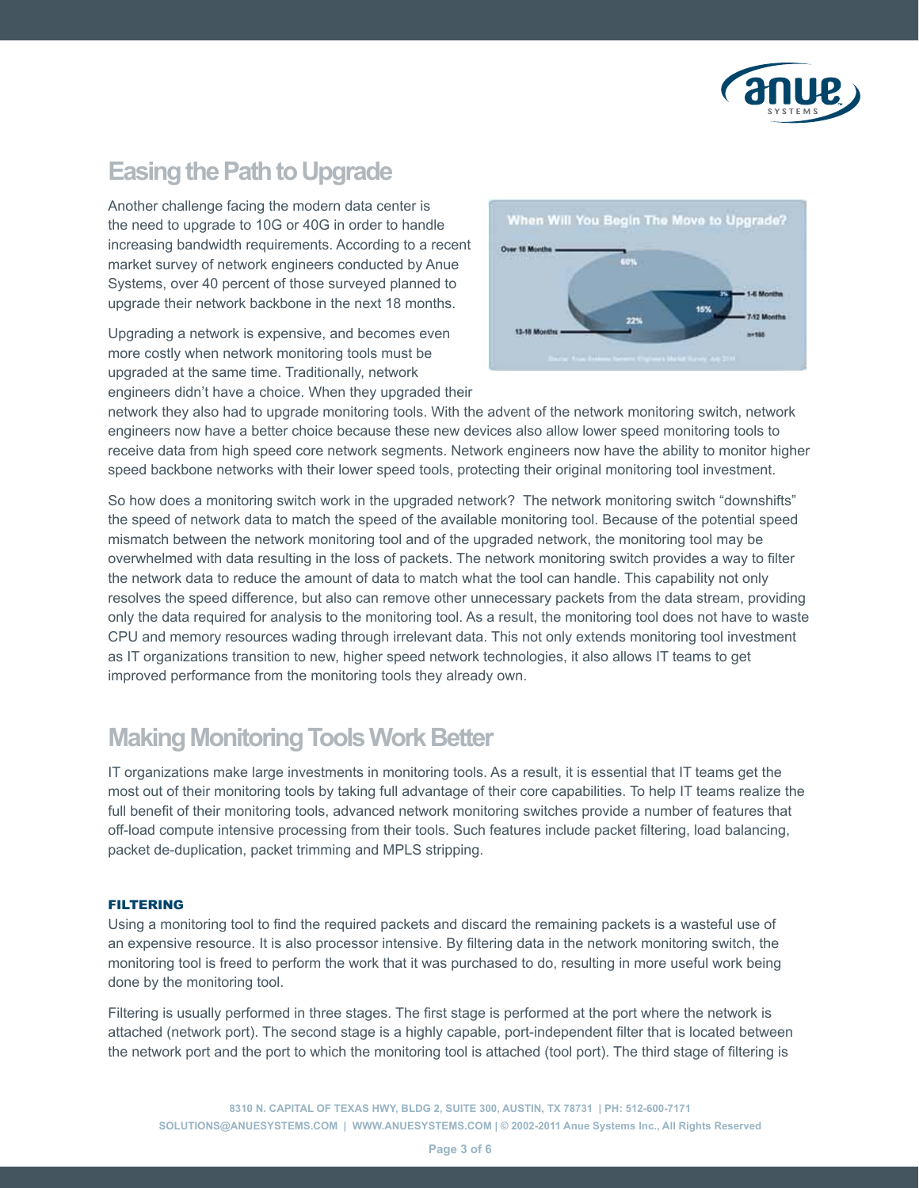## Easing the Path to Upgrade

Another challenge facing the modern data center is the need to upgrade to 10G or 40G in order to handle increasing bandwidth requirements. According to a recent market survey of network engineers conducted by Anue Systems, over 40 percent of those surveyed planned to upgrade their network backbone in the next 18 months.

Upgrading a network is expensive, and becomes even more costly when network monitoring tools must be upgraded at the same time. Traditionally, network engineers didn't have a choice. When they upgraded their network they also had to upgrade monitoring tools. With the advent of the network monitoring switch, network engineers now have a better choice because these new devices also allow lower speed monitoring tools to receive data from high speed core network segments. Network engineers now have the ability to monitor higher speed backbone networks with their lower speed tools, protecting their original monitoring tool investment.

So how does a monitoring switch work in the upgraded network? The network monitoring switch "downshifts" the speed of network data to match the speed of the available monitoring tool. Because of the potential speed mismatch between the network monitoring tool and of the upgraded network, the monitoring tool may be overwhelmed with data resulting in the loss of packets. The network monitoring switch provides a way to filter the network data to reduce the amount of data to match what the tool can handle. This capability not only resolves the speed difference, but also can remove other unnecessary packets from the data stream, providing only the data required for analysis to the monitoring tool. As a result, the monitoring tool does not have to waste CPU and memory resources wading through irrelevant data. This not only extends monitoring tool investment as IT organizations transition to new, higher speed network technologies, it also allows IT teams to get improved performance from the monitoring tools they already own.

## Making Monitoring Tools Work Better

IT organizations make large investments in monitoring tools. As a result, it is essential that IT teams get the most out of their monitoring tools by taking full advantage of their core capabilities. To help IT teams realize the full benefit of their monitoring tools, advanced network monitoring switches provide a number of features that off-load compute intensive processing from their tools. Such features include packet filtering, load balancing, packet de-duplication, packet trimming and MPLS stripping.

### FILTERING

Using a monitoring tool to find the required packets and discard the remaining packets is a wasteful use of an expensive resource. It is also processor intensive. By filtering data in the network monitoring switch, the monitoring tool is freed to perform the work that it was purchased to do, resulting in more useful work being done by the monitoring tool.

Filtering is usually performed in three stages. The first stage is performed at the port where the network is attached (network port). The second stage is a highly capable, port-independent filter that is located between the network port and the port to which the monitoring tool is attached (tool port). The third stage of filtering is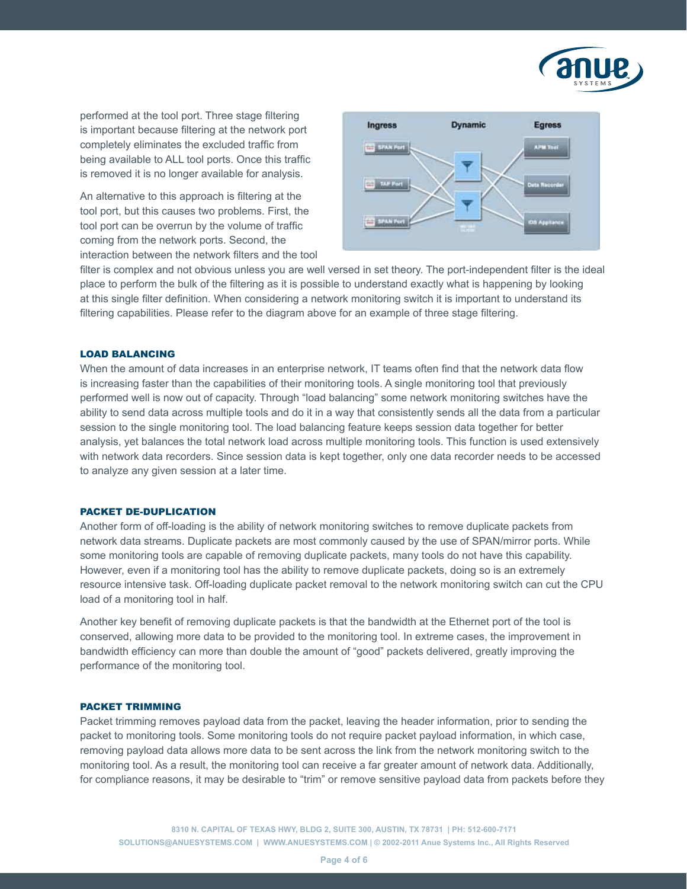performed at the tool port. Three stage filtering is important because filtering at the network port completely eliminates the excluded traffic from being available to ALL tool ports. Once this traffic is removed it is no longer available for analysis.

An alternative to this approach is filtering at the tool port, but this causes two problems. First, the tool port can be overrun by the volume of traffic coming from the network ports. Second, the interaction between the network filters and the tool filter is complex and not obvious unless you are well versed in set theory. The port-independent filter is the ideal place to perform the bulk of the filtering as it is possible to understand exactly what is happening by looking at this single filter definition. When considering a network monitoring switch it is important to understand its filtering capabilities. Please refer to the diagram above for an example of three stage filtering.

### LOAD BALANCING

When the amount of data increases in an enterprise network, IT teams often find that the network data flow is increasing faster than the capabilities of their monitoring tools. A single monitoring tool that previously performed well is now out of capacity. Through "load balancing" some network monitoring switches have the ability to send data across multiple tools and do it in a way that consistently sends all the data from a particular session to the single monitoring tool. The load balancing feature keeps session data together for better analysis, yet balances the total network load across multiple monitoring tools. This function is used extensively with network data recorders. Since session data is kept together, only one data recorder needs to be accessed to analyze any given session at a later time.

### PACKET DE-DUPLICATION

Another form of off-loading is the ability of network monitoring switches to remove duplicate packets from network data streams. Duplicate packets are most commonly caused by the use of SPAN/mirror ports. While some monitoring tools are capable of removing duplicate packets, many tools do not have this capability. However, even if a monitoring tool has the ability to remove duplicate packets, doing so is an extremely resource intensive task. Off-loading duplicate packet removal to the network monitoring switch can cut the CPU load of a monitoring tool in half.

Another key benefit of removing duplicate packets is that the bandwidth at the Ethernet port of the tool is conserved, allowing more data to be provided to the monitoring tool. In extreme cases, the improvement in bandwidth efficiency can more than double the amount of "good" packets delivered, greatly improving the performance of the monitoring tool.

### PACKET TRIMMING

Packet trimming removes payload data from the packet, leaving the header information, prior to sending the packet to monitoring tools. Some monitoring tools do not require packet payload information, in which case, removing payload data allows more data to be sent across the link from the network monitoring switch to the monitoring tool. As a result, the monitoring tool can receive a far greater amount of network data. Additionally, for compliance reasons, it may be desirable to "trim" or remove sensitive payload data from packets before they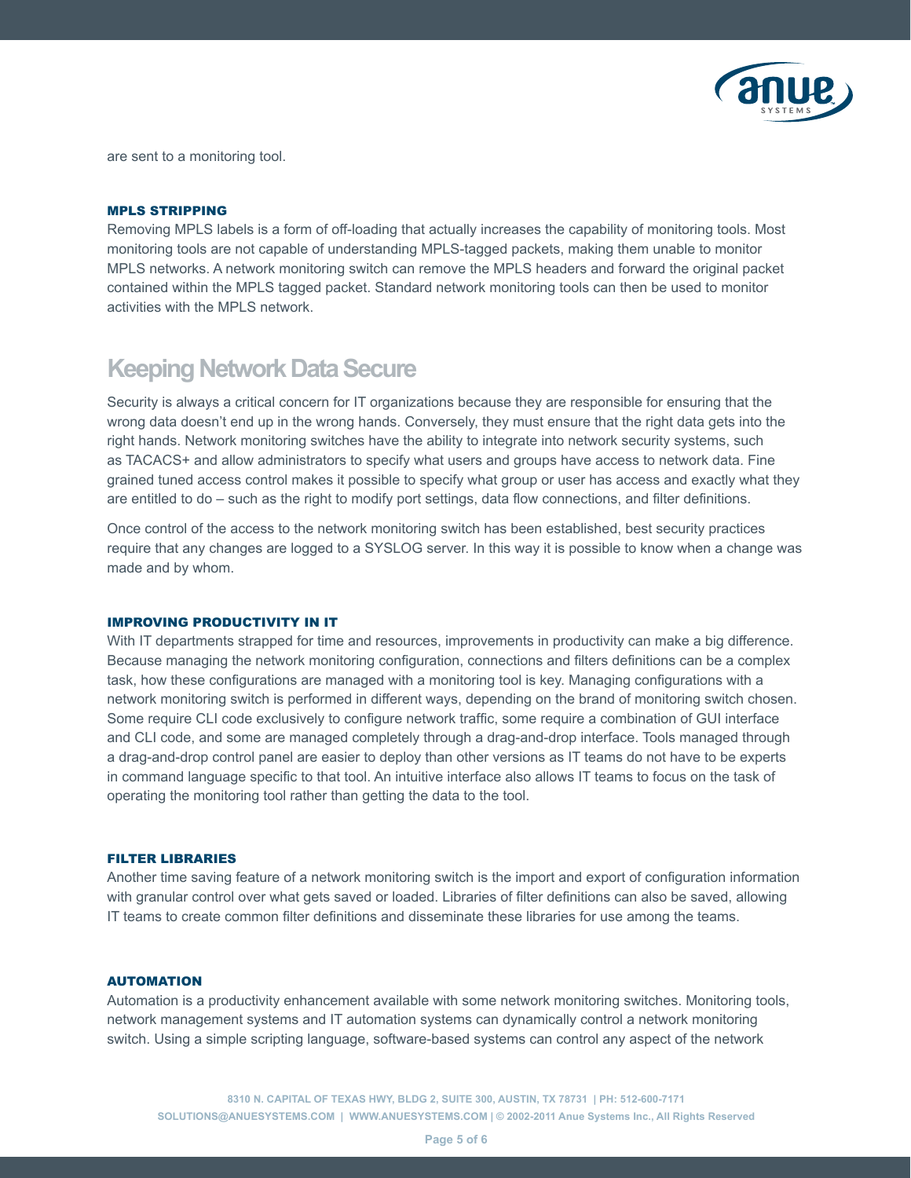are sent to a monitoring tool.

### MPLS STRIPPING

Removing MPLS labels is a form of off-loading that actually increases the capability of monitoring tools. Most monitoring tools are not capable of understanding MPLS-tagged packets, making them unable to monitor MPLS networks. A network monitoring switch can remove the MPLS headers and forward the original packet contained within the MPLS tagged packet. Standard network monitoring tools can then be used to monitor activities with the MPLS network.

## Keeping Network Data Secure

Security is always a critical concern for IT organizations because they are responsible for ensuring that the wrong data doesn't end up in the wrong hands. Conversely, they must ensure that the right data gets into the right hands. Network monitoring switches have the ability to integrate into network security systems, such as TACACS+ and allow administrators to specify what users and groups have access to network data. Fine grained tuned access control makes it possible to specify what group or user has access and exactly what they are entitled to do – such as the right to modify port settings, data flow connections, and filter definitions.

Once control of the access to the network monitoring switch has been established, best security practices require that any changes are logged to a SYSLOG server. In this way it is possible to know when a change was made and by whom.

### IMPROVING PRODUCTIVITY IN IT

With IT departments strapped for time and resources, improvements in productivity can make a big difference. Because managing the network monitoring configuration, connections and filters definitions can be a complex task, how these configurations are managed with a monitoring tool is key. Managing configurations with a network monitoring switch is performed in different ways, depending on the brand of monitoring switch chosen. Some require CLI code exclusively to configure network traffic, some require a combination of GUI interface and CLI code, and some are managed completely through a drag-and-drop interface. Tools managed through a drag-and-drop control panel are easier to deploy than other versions as IT teams do not have to be experts in command language specific to that tool. An intuitive interface also allows IT teams to focus on the task of operating the monitoring tool rather than getting the data to the tool.

### FILTER LIBRARIES

Another time saving feature of a network monitoring switch is the import and export of configuration information with granular control over what gets saved or loaded. Libraries of filter definitions can also be saved, allowing IT teams to create common filter definitions and disseminate these libraries for use among the teams.

### AUTOMATION

Automation is a productivity enhancement available with some network monitoring switches. Monitoring tools, network management systems and IT automation systems can dynamically control a network monitoring switch. Using a simple scripting language, software-based systems can control any aspect of the network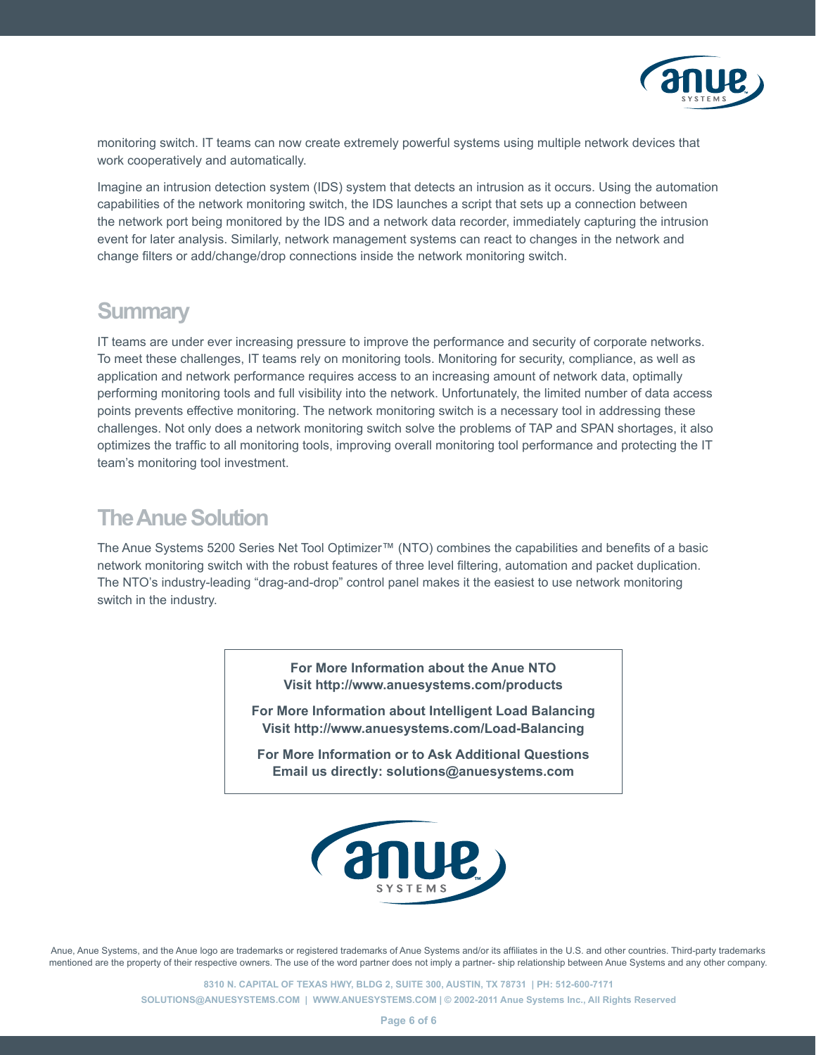monitoring switch. IT teams can now create extremely powerful systems using multiple network devices that work cooperatively and automatically.

Imagine an intrusion detection system (IDS) system that detects an intrusion as it occurs. Using the automation capabilities of the network monitoring switch, the IDS launches a script that sets up a connection between the network port being monitored by the IDS and a network data recorder, immediately capturing the intrusion event for later analysis. Similarly, network management systems can react to changes in the network and change filters or add/change/drop connections inside the network monitoring switch.

## Summary

IT teams are under ever increasing pressure to improve the performance and security of corporate networks. To meet these challenges, IT teams rely on monitoring tools. Monitoring for security, compliance, as well as application and network performance requires access to an increasing amount of network data, optimally performing monitoring tools and full visibility into the network. Unfortunately, the limited number of data access points prevents effective monitoring. The network monitoring switch is a necessary tool in addressing these challenges. Not only does a network monitoring switch solve the problems of TAP and SPAN shortages, it also optimizes the traffic to all monitoring tools, improving overall monitoring tool performance and protecting the IT team's monitoring tool investment.

## The Anue Solution

The Anue Systems 5200 Series Net Tool Optimizer™ (NTO) combines the capabilities and benefits of a basic network monitoring switch with the robust features of three level filtering, automation and packet duplication. The NTO's industry-leading "drag-and-drop" control panel makes it the easiest to use network monitoring switch in the industry.

**For More Information about the Anue NTO**
**Visit http://www.anuesystems.com/products**

**For More Information about Intelligent Load Balancing**
**Visit http://www.anuesystems.com/Load-Balancing**

**For More Information or to Ask Additional Questions**
**Email us directly: solutions@anuesystems.com**

Anue, Anue Systems, and the Anue logo are trademarks or registered trademarks of Anue Systems and/or its affiliates in the U.S. and other countries. Third-party trademarks mentioned are the property of their respective owners. The use of the word partner does not imply a partner- ship relationship between Anue Systems and any other company.

8310 N. CAPITAL OF TEXAS HWY, BLDG 2, SUITE 300, AUSTIN, TX 78731 | PH: 512-600-7171
SOLUTIONS@ANUESYSTEMS.COM | WWW.ANUESYSTEMS.COM | © 2002-2011 Anue Systems Inc., All Rights Reserved